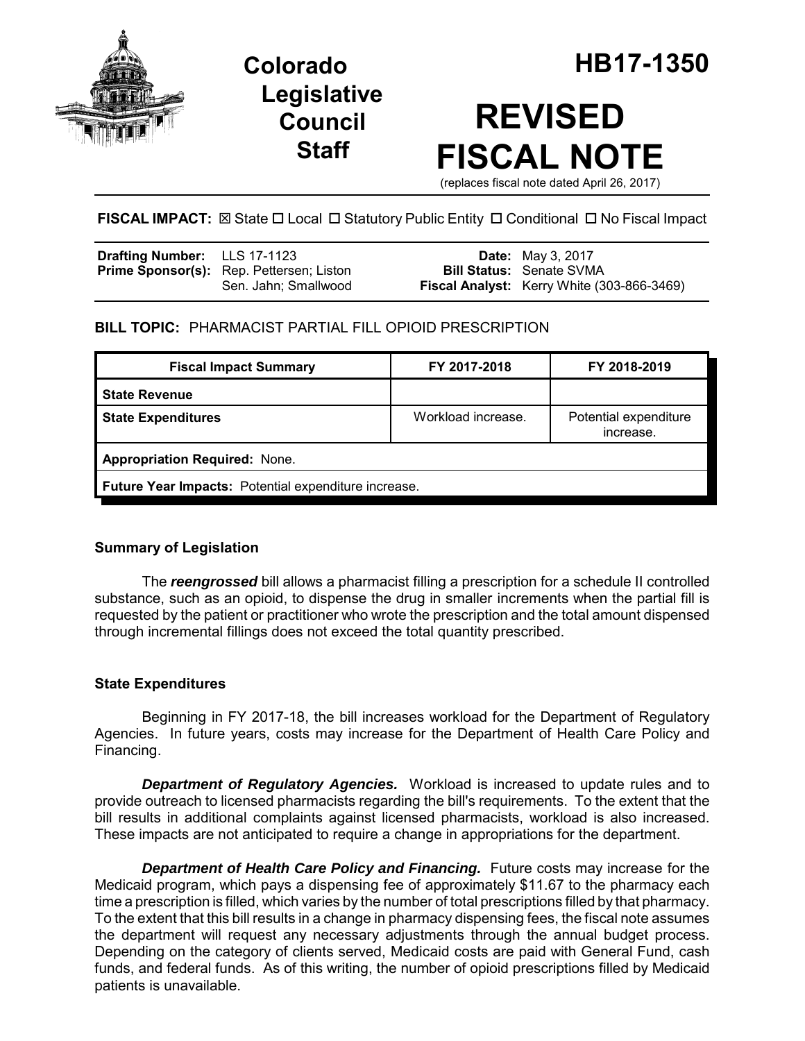# Colorado Legislative Council Staff

# HB17-1350

# REVISED FISCAL NOTE

(replaces fiscal note dated April 26, 2017)

**FISCAL IMPACT:** ☒ State ☐ Local ☐ Statutory Public Entity ☐ Conditional ☐ No Fiscal Impact

| | | | |
|---|---|---|---|
| **Drafting Number:** | LLS 17-1123 | **Date:** | May 3, 2017 |
| **Prime Sponsor(s):** | Rep. Pettersen; Liston<br>Sen. Jahn; Smallwood | **Bill Status:** | Senate SVMA |
| | | **Fiscal Analyst:** | Kerry White (303-866-3469) |

**BILL TOPIC:** PHARMACIST PARTIAL FILL OPIOID PRESCRIPTION

| Fiscal Impact Summary | FY 2017-2018 | FY 2018-2019 |
|---|---|---|
| **State Revenue** | | |
| **State Expenditures** | Workload increase. | Potential expenditure increase. |
| **Appropriation Required:** None. | | |
| **Future Year Impacts:** Potential expenditure increase. | | |

## Summary of Legislation

The ***reengrossed*** bill allows a pharmacist filling a prescription for a schedule II controlled substance, such as an opioid, to dispense the drug in smaller increments when the partial fill is requested by the patient or practitioner who wrote the prescription and the total amount dispensed through incremental fillings does not exceed the total quantity prescribed.

## State Expenditures

Beginning in FY 2017-18, the bill increases workload for the Department of Regulatory Agencies. In future years, costs may increase for the Department of Health Care Policy and Financing.

***Department of Regulatory Agencies.*** Workload is increased to update rules and to provide outreach to licensed pharmacists regarding the bill's requirements. To the extent that the bill results in additional complaints against licensed pharmacists, workload is also increased. These impacts are not anticipated to require a change in appropriations for the department.

***Department of Health Care Policy and Financing.*** Future costs may increase for the Medicaid program, which pays a dispensing fee of approximately $11.67 to the pharmacy each time a prescription is filled, which varies by the number of total prescriptions filled by that pharmacy. To the extent that this bill results in a change in pharmacy dispensing fees, the fiscal note assumes the department will request any necessary adjustments through the annual budget process. Depending on the category of clients served, Medicaid costs are paid with General Fund, cash funds, and federal funds. As of this writing, the number of opioid prescriptions filled by Medicaid patients is unavailable.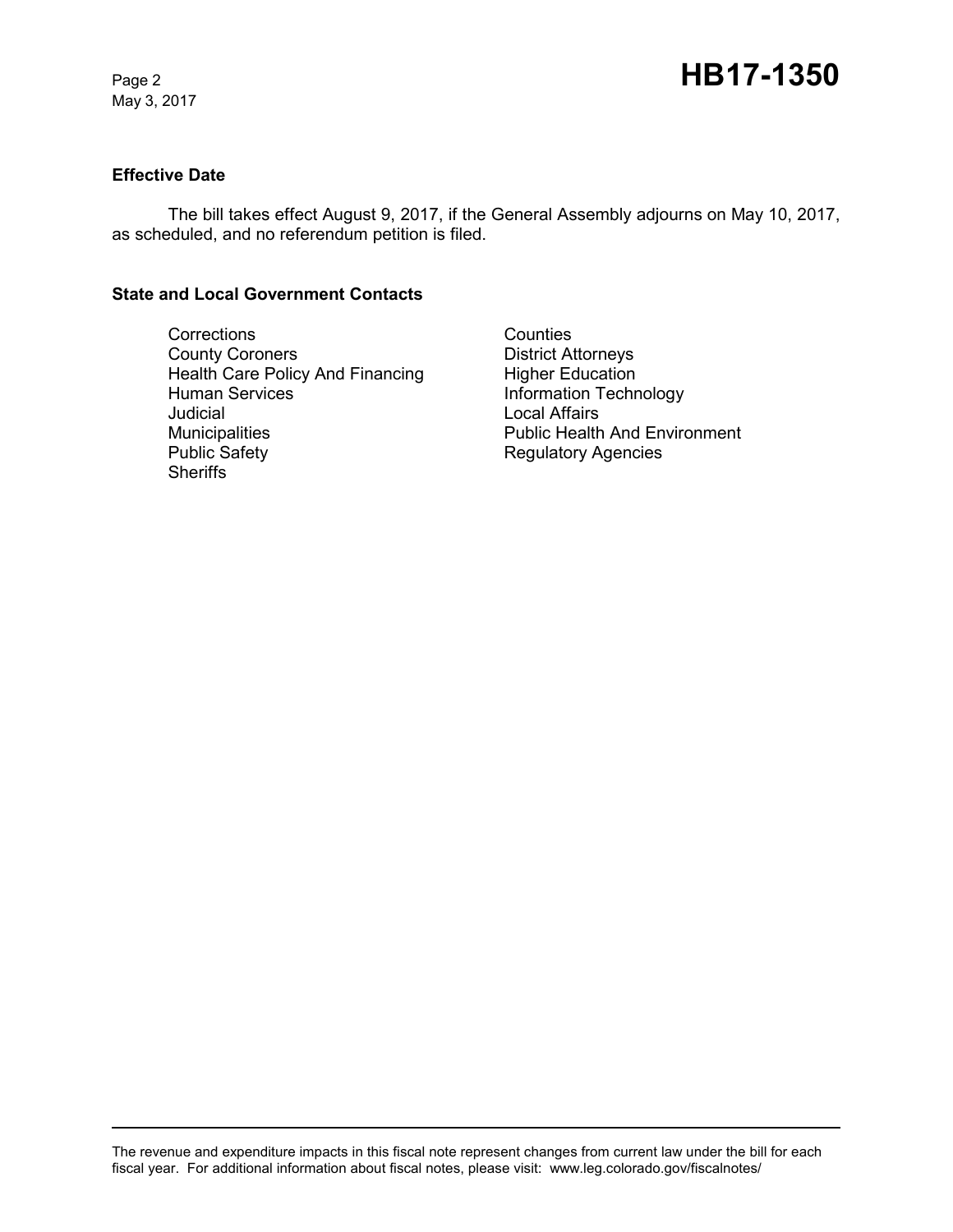## Effective Date

The bill takes effect August 9, 2017, if the General Assembly adjourns on May 10, 2017, as scheduled, and no referendum petition is filed.

## State and Local Government Contacts

Corrections
Counties
County Coroners
District Attorneys
Health Care Policy And Financing
Higher Education
Human Services
Information Technology
Judicial
Local Affairs
Municipalities
Public Health And Environment
Public Safety
Regulatory Agencies
Sheriffs

The revenue and expenditure impacts in this fiscal note represent changes from current law under the bill for each fiscal year. For additional information about fiscal notes, please visit: www.leg.colorado.gov/fiscalnotes/